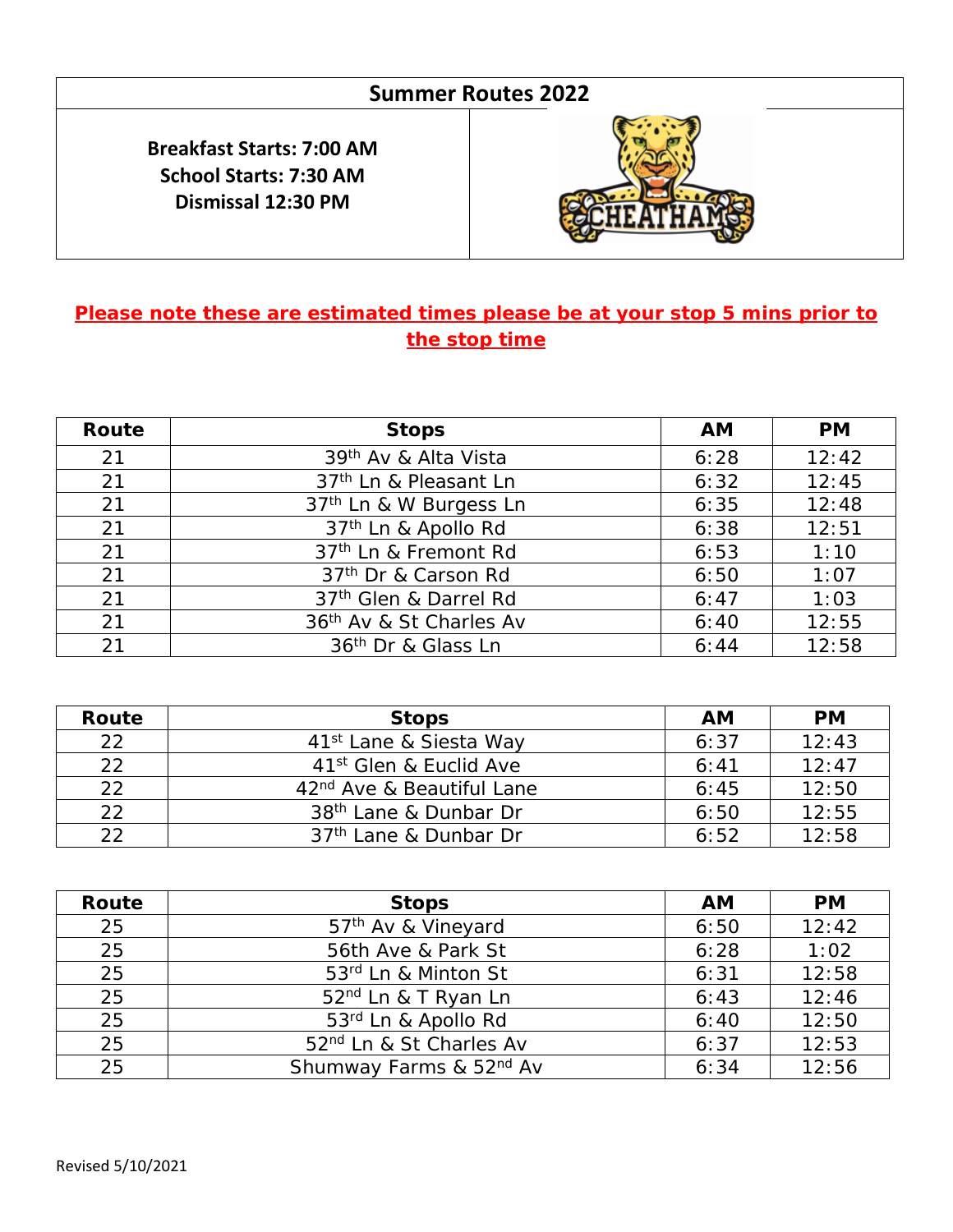# Summer Routes 2022

**Breakfast Starts: 7:00 AM**
**School Starts: 7:30 AM**
**Dismissal 12:30 PM**

CHEATHAM

**Please note these are estimated times please be at your stop 5 mins prior to the stop time**

| Route | Stops | AM | PM |
|---|---|---|---|
| 21 | 39th Av & Alta Vista | 6:28 | 12:42 |
| 21 | 37th Ln & Pleasant Ln | 6:32 | 12:45 |
| 21 | 37th Ln & W Burgess Ln | 6:35 | 12:48 |
| 21 | 37th Ln & Apollo Rd | 6:38 | 12:51 |
| 21 | 37th Ln & Fremont Rd | 6:53 | 1:10 |
| 21 | 37th Dr & Carson Rd | 6:50 | 1:07 |
| 21 | 37th Glen & Darrel Rd | 6:47 | 1:03 |
| 21 | 36th Av & St Charles Av | 6:40 | 12:55 |
| 21 | 36th Dr & Glass Ln | 6:44 | 12:58 |

| Route | Stops | AM | PM |
|---|---|---|---|
| 22 | 41st Lane & Siesta Way | 6:37 | 12:43 |
| 22 | 41st Glen & Euclid Ave | 6:41 | 12:47 |
| 22 | 42nd Ave & Beautiful Lane | 6:45 | 12:50 |
| 22 | 38th Lane & Dunbar Dr | 6:50 | 12:55 |
| 22 | 37th Lane & Dunbar Dr | 6:52 | 12:58 |

| Route | Stops | AM | PM |
|---|---|---|---|
| 25 | 57th Av & Vineyard | 6:50 | 12:42 |
| 25 | 56th Ave & Park St | 6:28 | 1:02 |
| 25 | 53rd Ln & Minton St | 6:31 | 12:58 |
| 25 | 52nd Ln & T Ryan Ln | 6:43 | 12:46 |
| 25 | 53rd Ln & Apollo Rd | 6:40 | 12:50 |
| 25 | 52nd Ln & St Charles Av | 6:37 | 12:53 |
| 25 | Shumway Farms & 52nd Av | 6:34 | 12:56 |

Revised 5/10/2021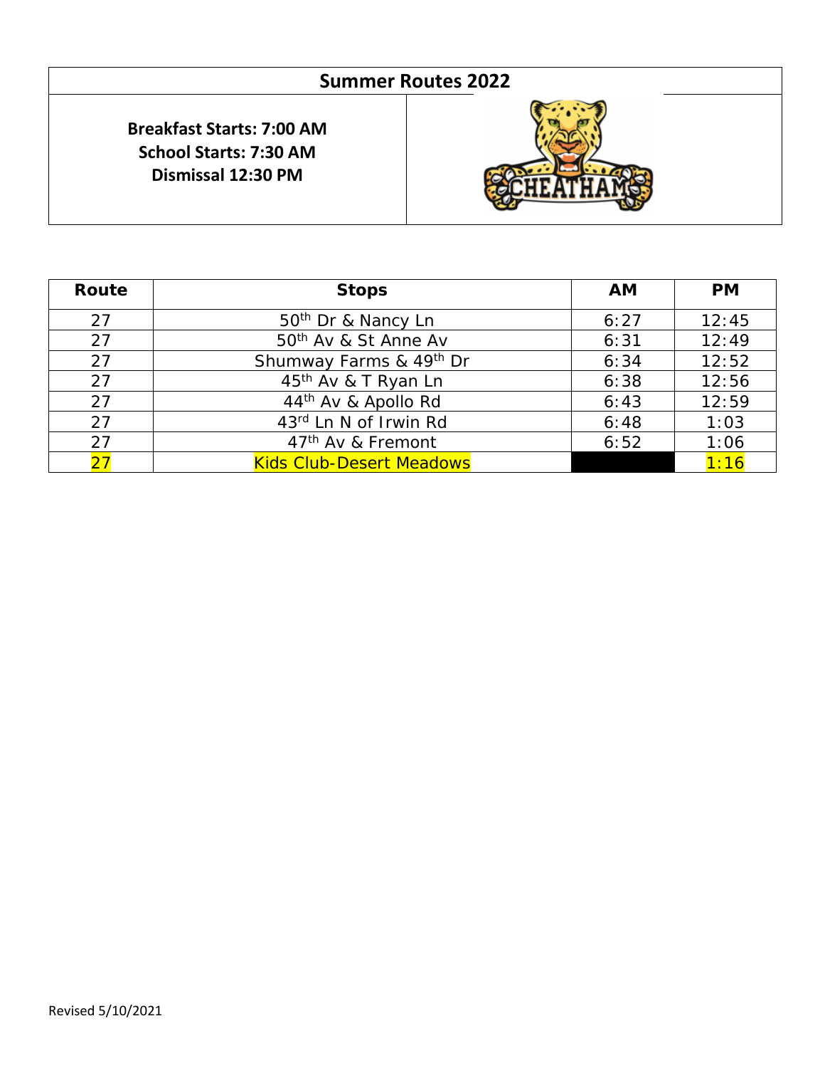## Summer Routes 2022

**Breakfast Starts: 7:00 AM**
**School Starts: 7:30 AM**
**Dismissal 12:30 PM**

CHEATHAM

| Route | Stops | AM | PM |
|---|---|---|---|
| 27 | 50th Dr & Nancy Ln | 6:27 | 12:45 |
| 27 | 50th Av & St Anne Av | 6:31 | 12:49 |
| 27 | Shumway Farms & 49th Dr | 6:34 | 12:52 |
| 27 | 45th Av & T Ryan Ln | 6:38 | 12:56 |
| 27 | 44th Av & Apollo Rd | 6:43 | 12:59 |
| 27 | 43rd Ln N of Irwin Rd | 6:48 | 1:03 |
| 27 | 47th Av & Fremont | 6:52 | 1:06 |
| 27 | Kids Club-Desert Meadows | | 1:16 |

Revised 5/10/2021